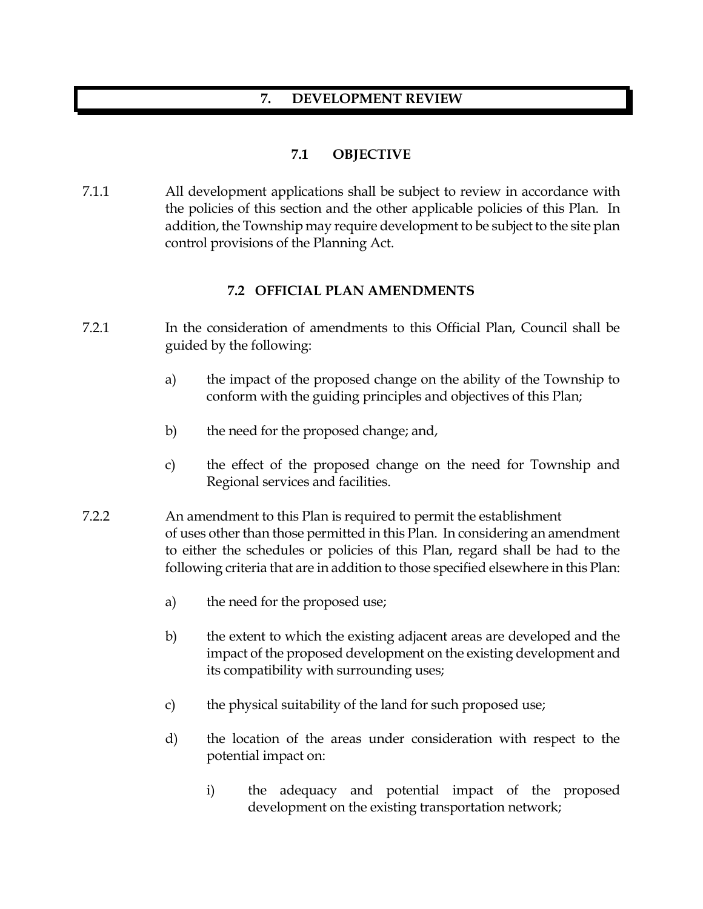# 7. DEVELOPMENT REVIEW

## 7.1 OBJECTIVE

7.1.1 All development applications shall be subject to review in accordance with the policies of this section and the other applicable policies of this Plan. In addition, the Township may require development to be subject to the site plan control provisions of the Planning Act.

## 7.2 OFFICIAL PLAN AMENDMENTS

7.2.1 In the consideration of amendments to this Official Plan, Council shall be guided by the following:

a) the impact of the proposed change on the ability of the Township to conform with the guiding principles and objectives of this Plan;

b) the need for the proposed change; and,

c) the effect of the proposed change on the need for Township and Regional services and facilities.

7.2.2 An amendment to this Plan is required to permit the establishment of uses other than those permitted in this Plan. In considering an amendment to either the schedules or policies of this Plan, regard shall be had to the following criteria that are in addition to those specified elsewhere in this Plan:

a) the need for the proposed use;

b) the extent to which the existing adjacent areas are developed and the impact of the proposed development on the existing development and its compatibility with surrounding uses;

c) the physical suitability of the land for such proposed use;

d) the location of the areas under consideration with respect to the potential impact on:

i) the adequacy and potential impact of the proposed development on the existing transportation network;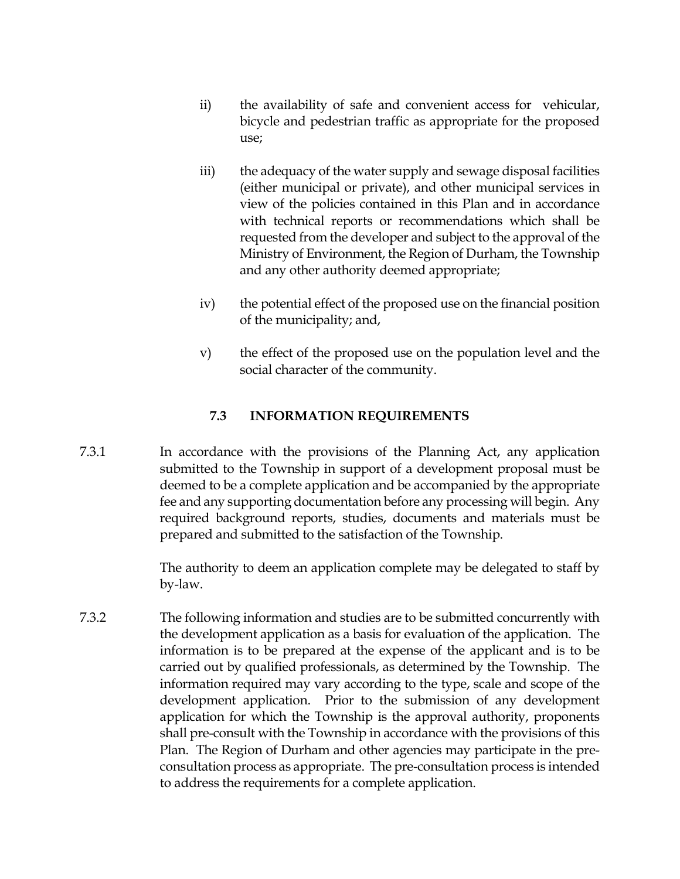ii) the availability of safe and convenient access for vehicular, bicycle and pedestrian traffic as appropriate for the proposed use;

iii) the adequacy of the water supply and sewage disposal facilities (either municipal or private), and other municipal services in view of the policies contained in this Plan and in accordance with technical reports or recommendations which shall be requested from the developer and subject to the approval of the Ministry of Environment, the Region of Durham, the Township and any other authority deemed appropriate;

iv) the potential effect of the proposed use on the financial position of the municipality; and,

v) the effect of the proposed use on the population level and the social character of the community.

## 7.3 INFORMATION REQUIREMENTS

7.3.1 In accordance with the provisions of the Planning Act, any application submitted to the Township in support of a development proposal must be deemed to be a complete application and be accompanied by the appropriate fee and any supporting documentation before any processing will begin. Any required background reports, studies, documents and materials must be prepared and submitted to the satisfaction of the Township.

The authority to deem an application complete may be delegated to staff by by-law.

7.3.2 The following information and studies are to be submitted concurrently with the development application as a basis for evaluation of the application. The information is to be prepared at the expense of the applicant and is to be carried out by qualified professionals, as determined by the Township. The information required may vary according to the type, scale and scope of the development application. Prior to the submission of any development application for which the Township is the approval authority, proponents shall pre-consult with the Township in accordance with the provisions of this Plan. The Region of Durham and other agencies may participate in the pre-consultation process as appropriate. The pre-consultation process is intended to address the requirements for a complete application.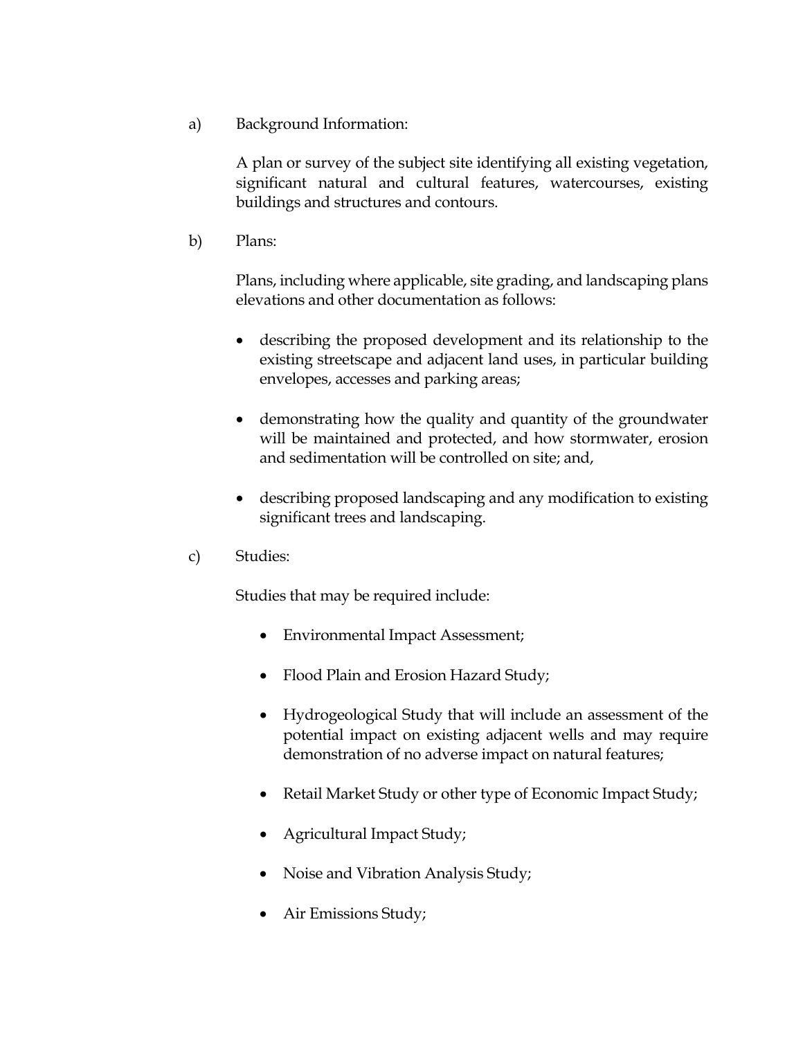a) Background Information:

A plan or survey of the subject site identifying all existing vegetation, significant natural and cultural features, watercourses, existing buildings and structures and contours.

b) Plans:

Plans, including where applicable, site grading, and landscaping plans elevations and other documentation as follows:

- describing the proposed development and its relationship to the existing streetscape and adjacent land uses, in particular building envelopes, accesses and parking areas;
- demonstrating how the quality and quantity of the groundwater will be maintained and protected, and how stormwater, erosion and sedimentation will be controlled on site; and,
- describing proposed landscaping and any modification to existing significant trees and landscaping.

c) Studies:

Studies that may be required include:

- Environmental Impact Assessment;
- Flood Plain and Erosion Hazard Study;
- Hydrogeological Study that will include an assessment of the potential impact on existing adjacent wells and may require demonstration of no adverse impact on natural features;
- Retail Market Study or other type of Economic Impact Study;
- Agricultural Impact Study;
- Noise and Vibration Analysis Study;
- Air Emissions Study;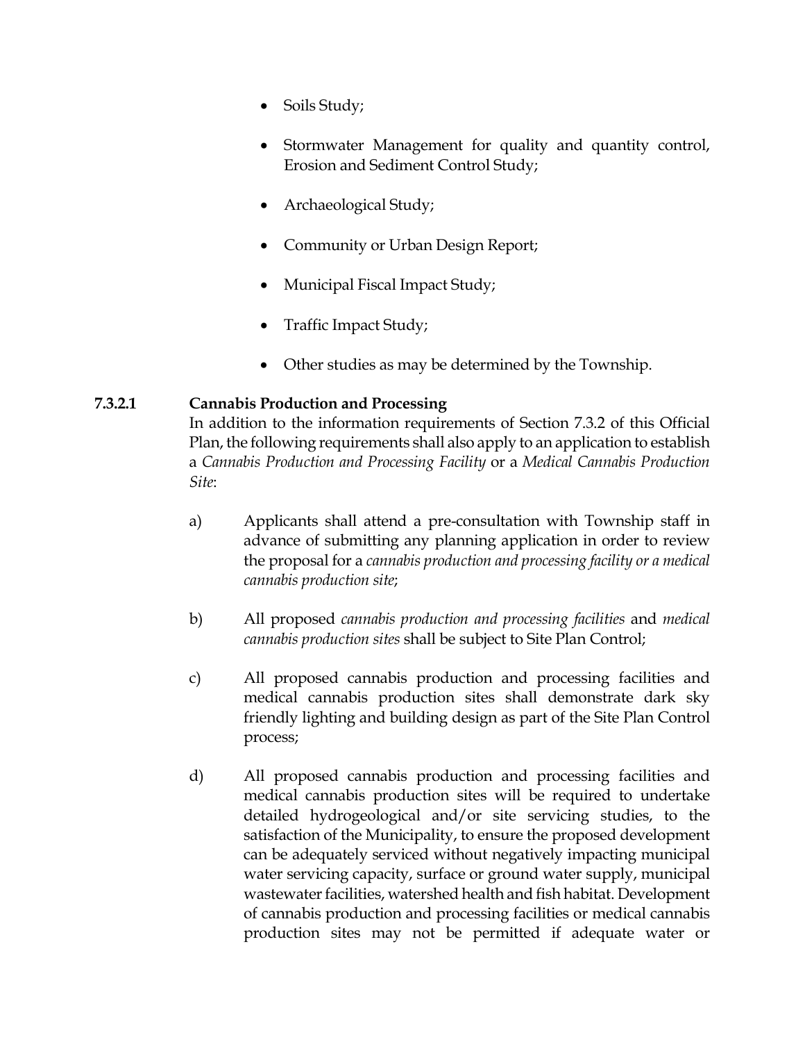- Soils Study;
- Stormwater Management for quality and quantity control, Erosion and Sediment Control Study;
- Archaeological Study;
- Community or Urban Design Report;
- Municipal Fiscal Impact Study;
- Traffic Impact Study;
- Other studies as may be determined by the Township.

**7.3.2.1 Cannabis Production and Processing**

In addition to the information requirements of Section 7.3.2 of this Official Plan, the following requirements shall also apply to an application to establish a *Cannabis Production and Processing Facility* or a *Medical Cannabis Production Site*:

a) Applicants shall attend a pre-consultation with Township staff in advance of submitting any planning application in order to review the proposal for a *cannabis production and processing facility or a medical cannabis production site*;

b) All proposed *cannabis production and processing facilities* and *medical cannabis production sites* shall be subject to Site Plan Control;

c) All proposed cannabis production and processing facilities and medical cannabis production sites shall demonstrate dark sky friendly lighting and building design as part of the Site Plan Control process;

d) All proposed cannabis production and processing facilities and medical cannabis production sites will be required to undertake detailed hydrogeological and/or site servicing studies, to the satisfaction of the Municipality, to ensure the proposed development can be adequately serviced without negatively impacting municipal water servicing capacity, surface or ground water supply, municipal wastewater facilities, watershed health and fish habitat. Development of cannabis production and processing facilities or medical cannabis production sites may not be permitted if adequate water or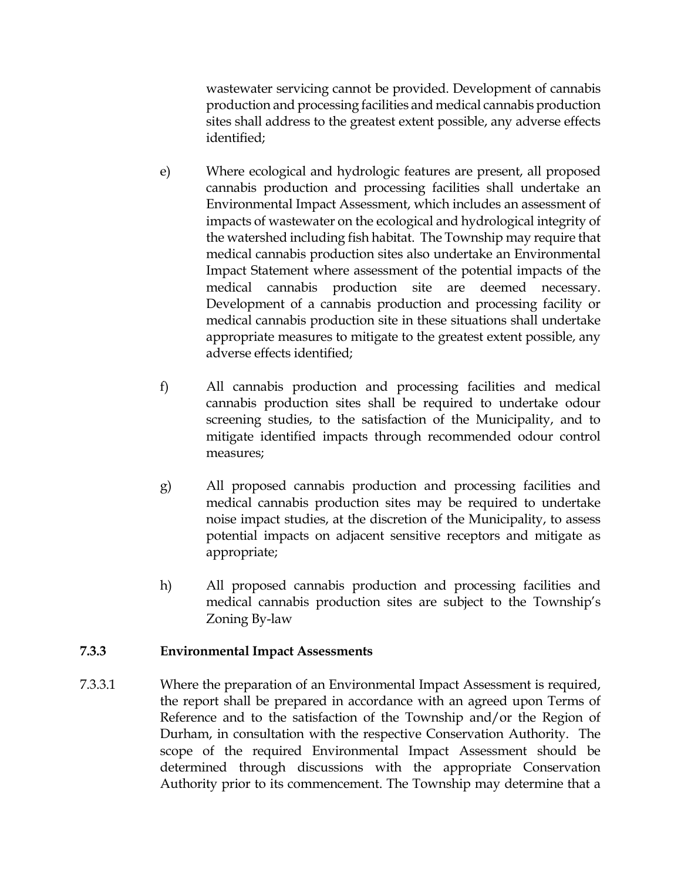wastewater servicing cannot be provided. Development of cannabis production and processing facilities and medical cannabis production sites shall address to the greatest extent possible, any adverse effects identified;

e) Where ecological and hydrologic features are present, all proposed cannabis production and processing facilities shall undertake an Environmental Impact Assessment, which includes an assessment of impacts of wastewater on the ecological and hydrological integrity of the watershed including fish habitat. The Township may require that medical cannabis production sites also undertake an Environmental Impact Statement where assessment of the potential impacts of the medical cannabis production site are deemed necessary. Development of a cannabis production and processing facility or medical cannabis production site in these situations shall undertake appropriate measures to mitigate to the greatest extent possible, any adverse effects identified;

f) All cannabis production and processing facilities and medical cannabis production sites shall be required to undertake odour screening studies, to the satisfaction of the Municipality, and to mitigate identified impacts through recommended odour control measures;

g) All proposed cannabis production and processing facilities and medical cannabis production sites may be required to undertake noise impact studies, at the discretion of the Municipality, to assess potential impacts on adjacent sensitive receptors and mitigate as appropriate;

h) All proposed cannabis production and processing facilities and medical cannabis production sites are subject to the Township's Zoning By-law

### 7.3.3 Environmental Impact Assessments

7.3.3.1 Where the preparation of an Environmental Impact Assessment is required, the report shall be prepared in accordance with an agreed upon Terms of Reference and to the satisfaction of the Township and/or the Region of Durham, in consultation with the respective Conservation Authority. The scope of the required Environmental Impact Assessment should be determined through discussions with the appropriate Conservation Authority prior to its commencement. The Township may determine that a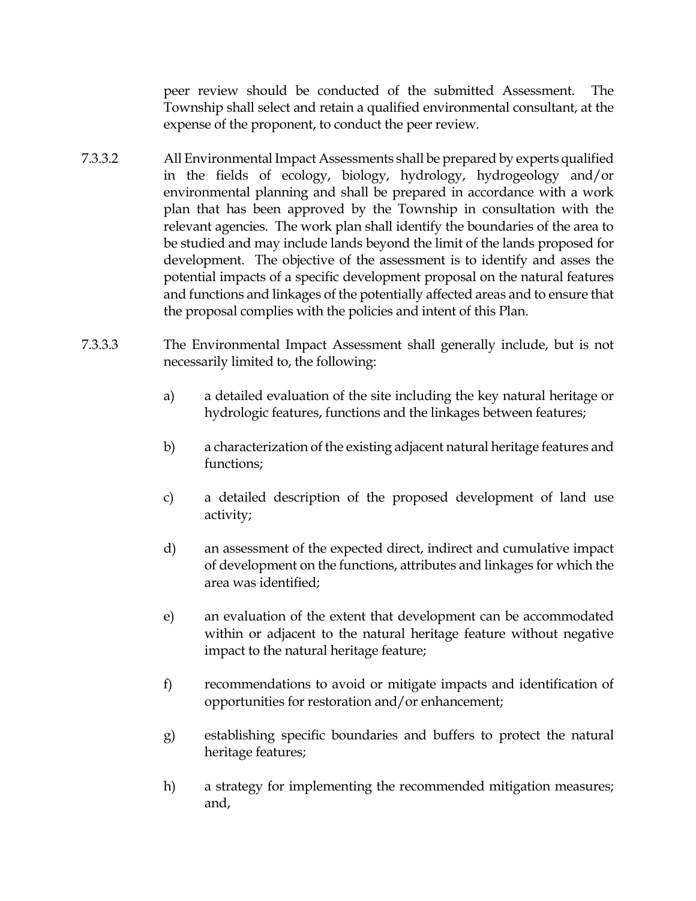peer review should be conducted of the submitted Assessment. The Township shall select and retain a qualified environmental consultant, at the expense of the proponent, to conduct the peer review.

7.3.3.2 All Environmental Impact Assessments shall be prepared by experts qualified in the fields of ecology, biology, hydrology, hydrogeology and/or environmental planning and shall be prepared in accordance with a work plan that has been approved by the Township in consultation with the relevant agencies. The work plan shall identify the boundaries of the area to be studied and may include lands beyond the limit of the lands proposed for development. The objective of the assessment is to identify and asses the potential impacts of a specific development proposal on the natural features and functions and linkages of the potentially affected areas and to ensure that the proposal complies with the policies and intent of this Plan.

7.3.3.3 The Environmental Impact Assessment shall generally include, but is not necessarily limited to, the following:

a) a detailed evaluation of the site including the key natural heritage or hydrologic features, functions and the linkages between features;

b) a characterization of the existing adjacent natural heritage features and functions;

c) a detailed description of the proposed development of land use activity;

d) an assessment of the expected direct, indirect and cumulative impact of development on the functions, attributes and linkages for which the area was identified;

e) an evaluation of the extent that development can be accommodated within or adjacent to the natural heritage feature without negative impact to the natural heritage feature;

f) recommendations to avoid or mitigate impacts and identification of opportunities for restoration and/or enhancement;

g) establishing specific boundaries and buffers to protect the natural heritage features;

h) a strategy for implementing the recommended mitigation measures; and,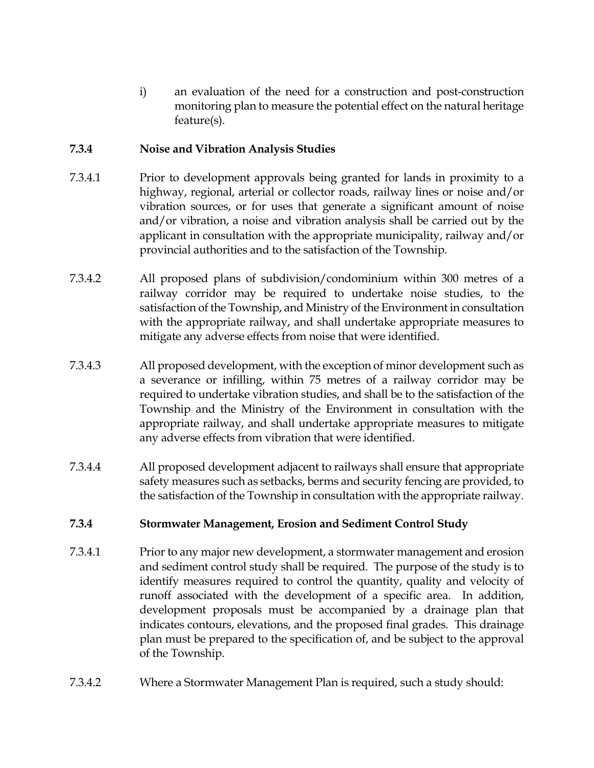i) an evaluation of the need for a construction and post-construction monitoring plan to measure the potential effect on the natural heritage feature(s).

### 7.3.4 Noise and Vibration Analysis Studies

7.3.4.1 Prior to development approvals being granted for lands in proximity to a highway, regional, arterial or collector roads, railway lines or noise and/or vibration sources, or for uses that generate a significant amount of noise and/or vibration, a noise and vibration analysis shall be carried out by the applicant in consultation with the appropriate municipality, railway and/or provincial authorities and to the satisfaction of the Township.

7.3.4.2 All proposed plans of subdivision/condominium within 300 metres of a railway corridor may be required to undertake noise studies, to the satisfaction of the Township, and Ministry of the Environment in consultation with the appropriate railway, and shall undertake appropriate measures to mitigate any adverse effects from noise that were identified.

7.3.4.3 All proposed development, with the exception of minor development such as a severance or infilling, within 75 metres of a railway corridor may be required to undertake vibration studies, and shall be to the satisfaction of the Township and the Ministry of the Environment in consultation with the appropriate railway, and shall undertake appropriate measures to mitigate any adverse effects from vibration that were identified.

7.3.4.4 All proposed development adjacent to railways shall ensure that appropriate safety measures such as setbacks, berms and security fencing are provided, to the satisfaction of the Township in consultation with the appropriate railway.

### 7.3.4 Stormwater Management, Erosion and Sediment Control Study

7.3.4.1 Prior to any major new development, a stormwater management and erosion and sediment control study shall be required. The purpose of the study is to identify measures required to control the quantity, quality and velocity of runoff associated with the development of a specific area. In addition, development proposals must be accompanied by a drainage plan that indicates contours, elevations, and the proposed final grades. This drainage plan must be prepared to the specification of, and be subject to the approval of the Township.

7.3.4.2 Where a Stormwater Management Plan is required, such a study should: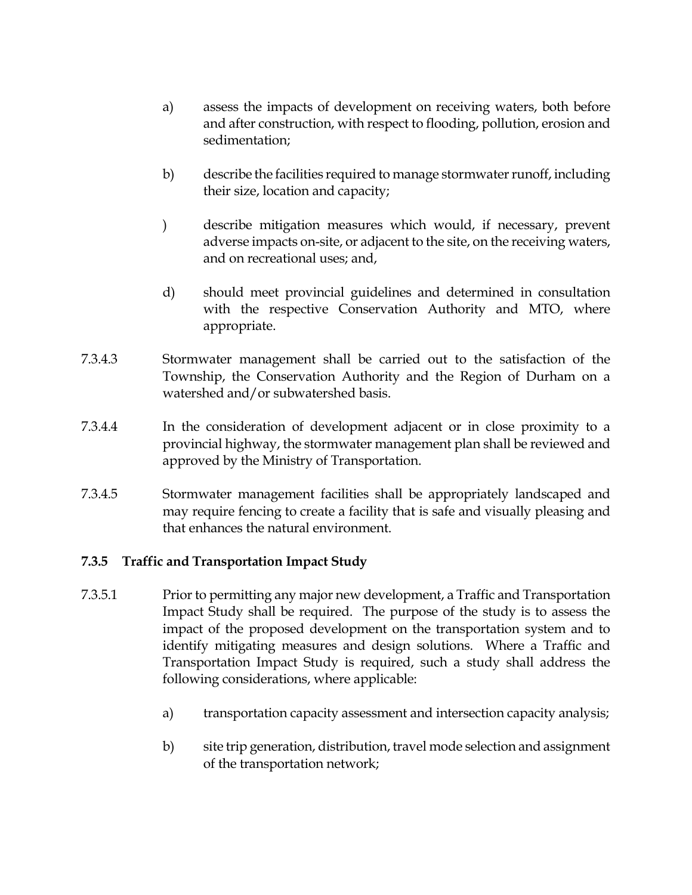a) assess the impacts of development on receiving waters, both before and after construction, with respect to flooding, pollution, erosion and sedimentation;

b) describe the facilities required to manage stormwater runoff, including their size, location and capacity;

) describe mitigation measures which would, if necessary, prevent adverse impacts on-site, or adjacent to the site, on the receiving waters, and on recreational uses; and,

d) should meet provincial guidelines and determined in consultation with the respective Conservation Authority and MTO, where appropriate.

7.3.4.3 Stormwater management shall be carried out to the satisfaction of the Township, the Conservation Authority and the Region of Durham on a watershed and/or subwatershed basis.

7.3.4.4 In the consideration of development adjacent or in close proximity to a provincial highway, the stormwater management plan shall be reviewed and approved by the Ministry of Transportation.

7.3.4.5 Stormwater management facilities shall be appropriately landscaped and may require fencing to create a facility that is safe and visually pleasing and that enhances the natural environment.

### 7.3.5 Traffic and Transportation Impact Study

7.3.5.1 Prior to permitting any major new development, a Traffic and Transportation Impact Study shall be required. The purpose of the study is to assess the impact of the proposed development on the transportation system and to identify mitigating measures and design solutions. Where a Traffic and Transportation Impact Study is required, such a study shall address the following considerations, where applicable:

a) transportation capacity assessment and intersection capacity analysis;

b) site trip generation, distribution, travel mode selection and assignment of the transportation network;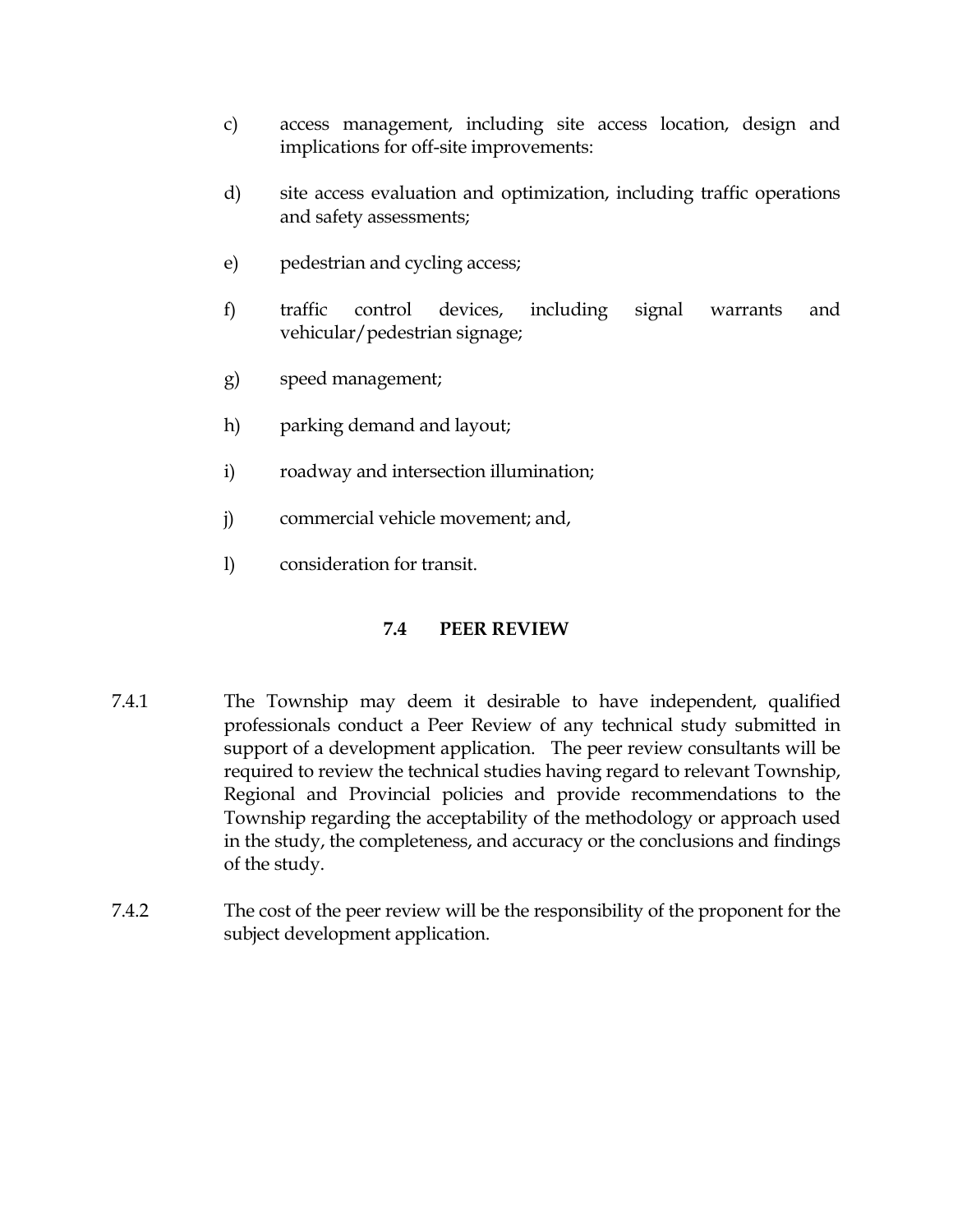c) access management, including site access location, design and implications for off-site improvements:

d) site access evaluation and optimization, including traffic operations and safety assessments;

e) pedestrian and cycling access;

f) traffic control devices, including signal warrants and vehicular/pedestrian signage;

g) speed management;

h) parking demand and layout;

i) roadway and intersection illumination;

j) commercial vehicle movement; and,

l) consideration for transit.

### 7.4 PEER REVIEW

7.4.1 The Township may deem it desirable to have independent, qualified professionals conduct a Peer Review of any technical study submitted in support of a development application. The peer review consultants will be required to review the technical studies having regard to relevant Township, Regional and Provincial policies and provide recommendations to the Township regarding the acceptability of the methodology or approach used in the study, the completeness, and accuracy or the conclusions and findings of the study.

7.4.2 The cost of the peer review will be the responsibility of the proponent for the subject development application.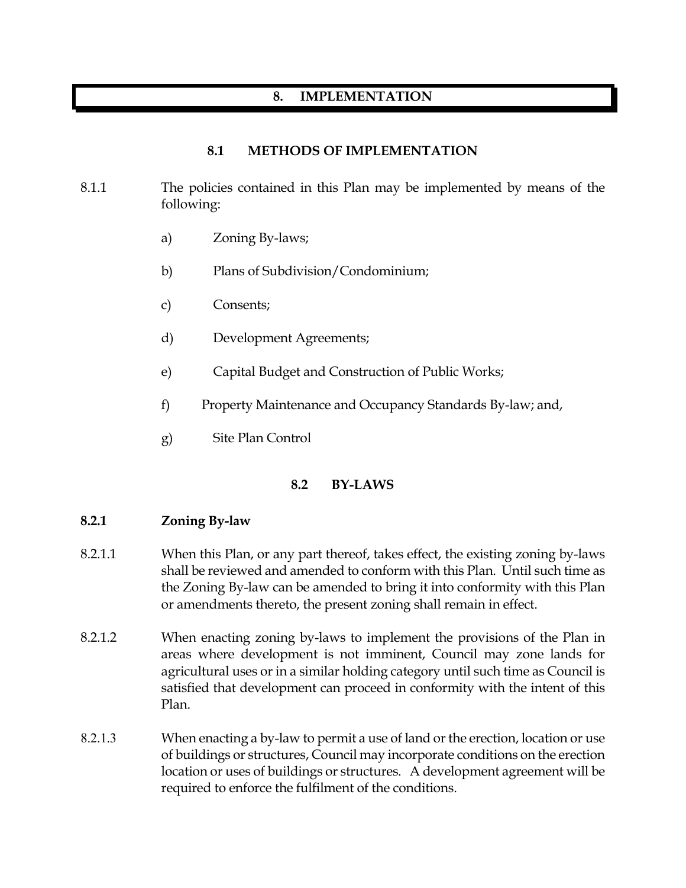# 8. IMPLEMENTATION

## 8.1 METHODS OF IMPLEMENTATION

8.1.1 The policies contained in this Plan may be implemented by means of the following:

a) Zoning By-laws;

b) Plans of Subdivision/Condominium;

c) Consents;

d) Development Agreements;

e) Capital Budget and Construction of Public Works;

f) Property Maintenance and Occupancy Standards By-law; and,

g) Site Plan Control

## 8.2 BY-LAWS

### 8.2.1 Zoning By-law

8.2.1.1 When this Plan, or any part thereof, takes effect, the existing zoning by-laws shall be reviewed and amended to conform with this Plan. Until such time as the Zoning By-law can be amended to bring it into conformity with this Plan or amendments thereto, the present zoning shall remain in effect.

8.2.1.2 When enacting zoning by-laws to implement the provisions of the Plan in areas where development is not imminent, Council may zone lands for agricultural uses or in a similar holding category until such time as Council is satisfied that development can proceed in conformity with the intent of this Plan.

8.2.1.3 When enacting a by-law to permit a use of land or the erection, location or use of buildings or structures, Council may incorporate conditions on the erection location or uses of buildings or structures. A development agreement will be required to enforce the fulfilment of the conditions.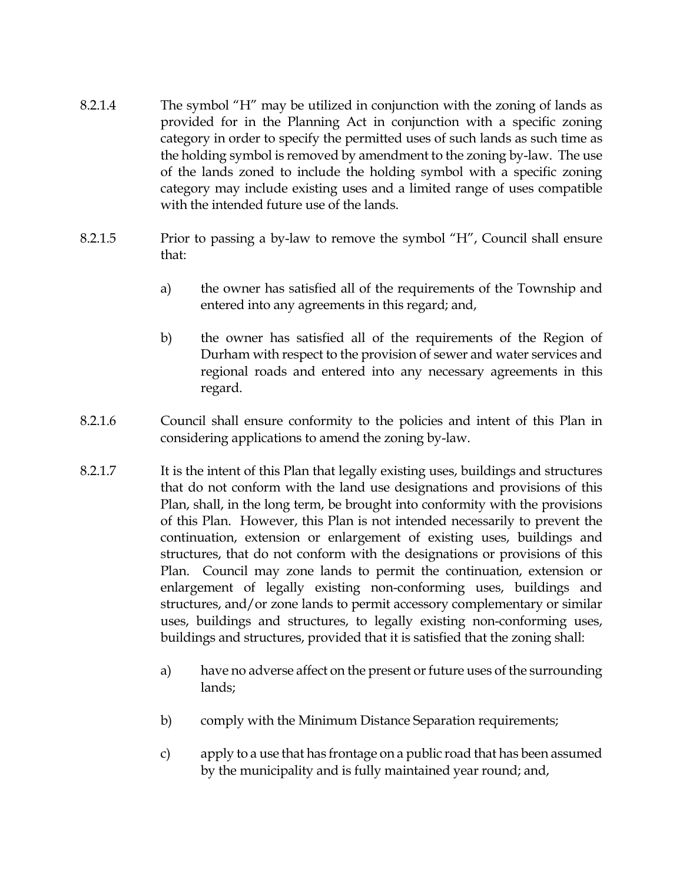8.2.1.4 The symbol "H" may be utilized in conjunction with the zoning of lands as provided for in the Planning Act in conjunction with a specific zoning category in order to specify the permitted uses of such lands as such time as the holding symbol is removed by amendment to the zoning by-law. The use of the lands zoned to include the holding symbol with a specific zoning category may include existing uses and a limited range of uses compatible with the intended future use of the lands.

8.2.1.5 Prior to passing a by-law to remove the symbol "H", Council shall ensure that:

a) the owner has satisfied all of the requirements of the Township and entered into any agreements in this regard; and,

b) the owner has satisfied all of the requirements of the Region of Durham with respect to the provision of sewer and water services and regional roads and entered into any necessary agreements in this regard.

8.2.1.6 Council shall ensure conformity to the policies and intent of this Plan in considering applications to amend the zoning by-law.

8.2.1.7 It is the intent of this Plan that legally existing uses, buildings and structures that do not conform with the land use designations and provisions of this Plan, shall, in the long term, be brought into conformity with the provisions of this Plan. However, this Plan is not intended necessarily to prevent the continuation, extension or enlargement of existing uses, buildings and structures, that do not conform with the designations or provisions of this Plan. Council may zone lands to permit the continuation, extension or enlargement of legally existing non-conforming uses, buildings and structures, and/or zone lands to permit accessory complementary or similar uses, buildings and structures, to legally existing non-conforming uses, buildings and structures, provided that it is satisfied that the zoning shall:

a) have no adverse affect on the present or future uses of the surrounding lands;

b) comply with the Minimum Distance Separation requirements;

c) apply to a use that has frontage on a public road that has been assumed by the municipality and is fully maintained year round; and,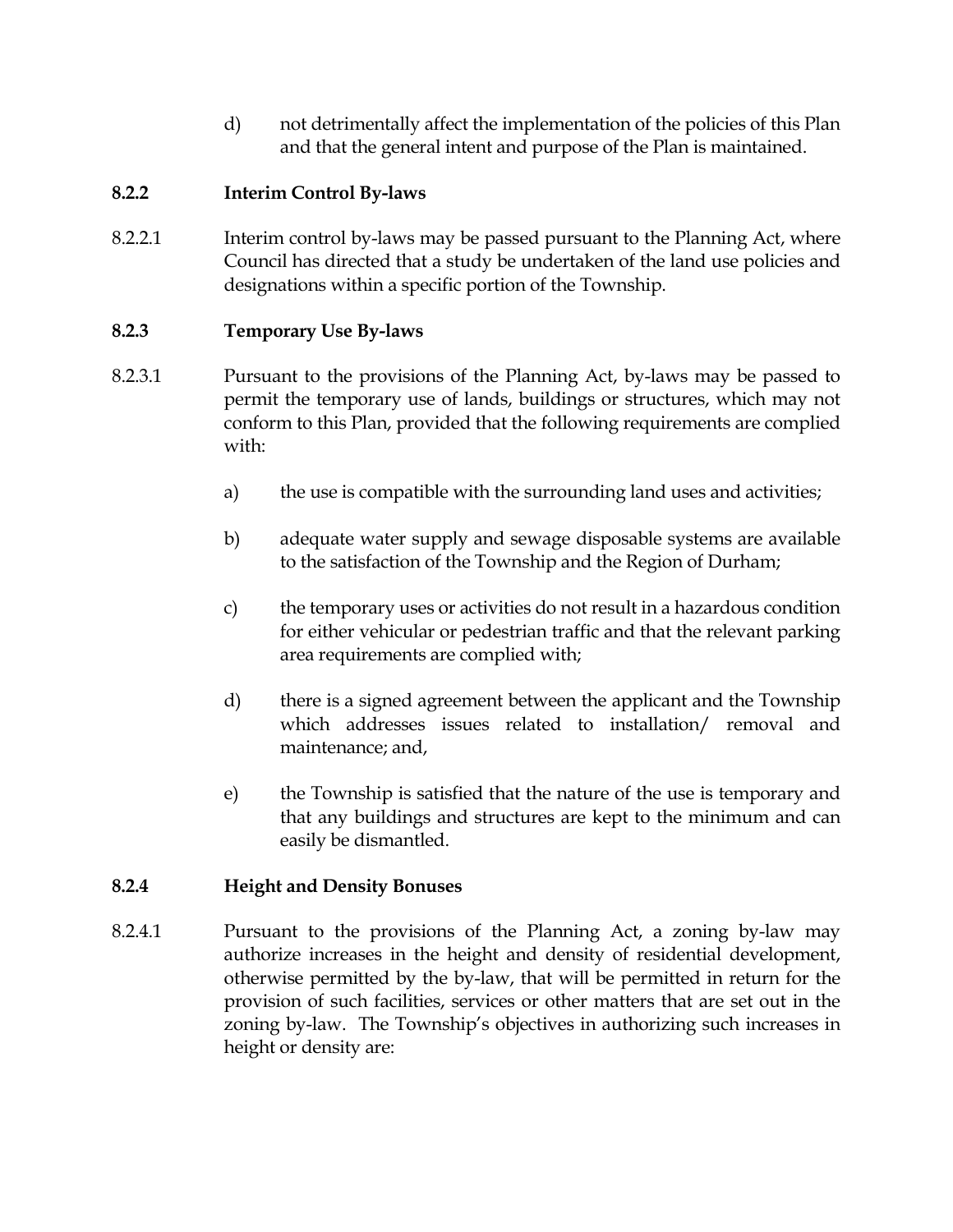d) not detrimentally affect the implementation of the policies of this Plan and that the general intent and purpose of the Plan is maintained.

### 8.2.2 Interim Control By-laws

8.2.2.1 Interim control by-laws may be passed pursuant to the Planning Act, where Council has directed that a study be undertaken of the land use policies and designations within a specific portion of the Township.

### 8.2.3 Temporary Use By-laws

8.2.3.1 Pursuant to the provisions of the Planning Act, by-laws may be passed to permit the temporary use of lands, buildings or structures, which may not conform to this Plan, provided that the following requirements are complied with:

a) the use is compatible with the surrounding land uses and activities;

b) adequate water supply and sewage disposable systems are available to the satisfaction of the Township and the Region of Durham;

c) the temporary uses or activities do not result in a hazardous condition for either vehicular or pedestrian traffic and that the relevant parking area requirements are complied with;

d) there is a signed agreement between the applicant and the Township which addresses issues related to installation/ removal and maintenance; and,

e) the Township is satisfied that the nature of the use is temporary and that any buildings and structures are kept to the minimum and can easily be dismantled.

### 8.2.4 Height and Density Bonuses

8.2.4.1 Pursuant to the provisions of the Planning Act, a zoning by-law may authorize increases in the height and density of residential development, otherwise permitted by the by-law, that will be permitted in return for the provision of such facilities, services or other matters that are set out in the zoning by-law. The Township's objectives in authorizing such increases in height or density are: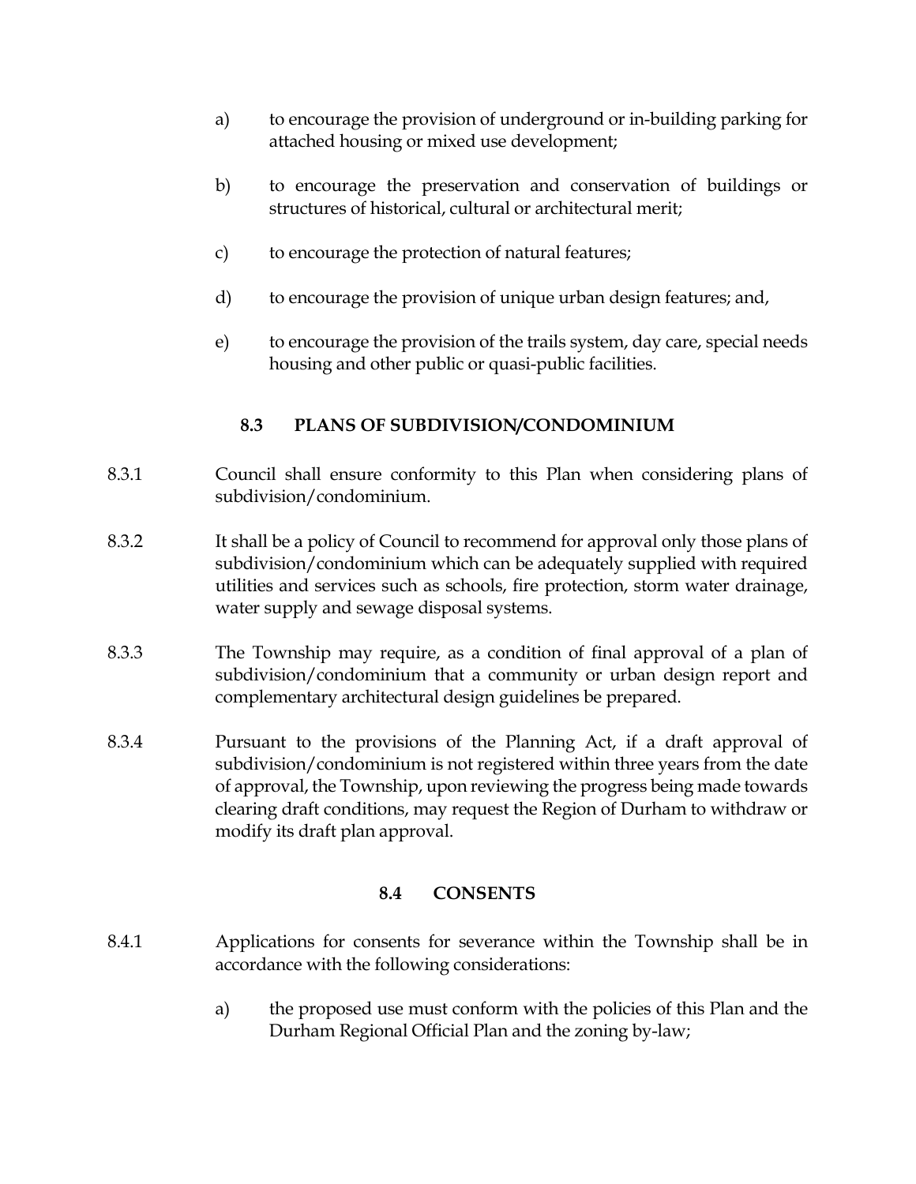a) to encourage the provision of underground or in-building parking for attached housing or mixed use development;

b) to encourage the preservation and conservation of buildings or structures of historical, cultural or architectural merit;

c) to encourage the protection of natural features;

d) to encourage the provision of unique urban design features; and,

e) to encourage the provision of the trails system, day care, special needs housing and other public or quasi-public facilities.

## 8.3 PLANS OF SUBDIVISION/CONDOMINIUM

8.3.1 Council shall ensure conformity to this Plan when considering plans of subdivision/condominium.

8.3.2 It shall be a policy of Council to recommend for approval only those plans of subdivision/condominium which can be adequately supplied with required utilities and services such as schools, fire protection, storm water drainage, water supply and sewage disposal systems.

8.3.3 The Township may require, as a condition of final approval of a plan of subdivision/condominium that a community or urban design report and complementary architectural design guidelines be prepared.

8.3.4 Pursuant to the provisions of the Planning Act, if a draft approval of subdivision/condominium is not registered within three years from the date of approval, the Township, upon reviewing the progress being made towards clearing draft conditions, may request the Region of Durham to withdraw or modify its draft plan approval.

## 8.4 CONSENTS

8.4.1 Applications for consents for severance within the Township shall be in accordance with the following considerations:

a) the proposed use must conform with the policies of this Plan and the Durham Regional Official Plan and the zoning by-law;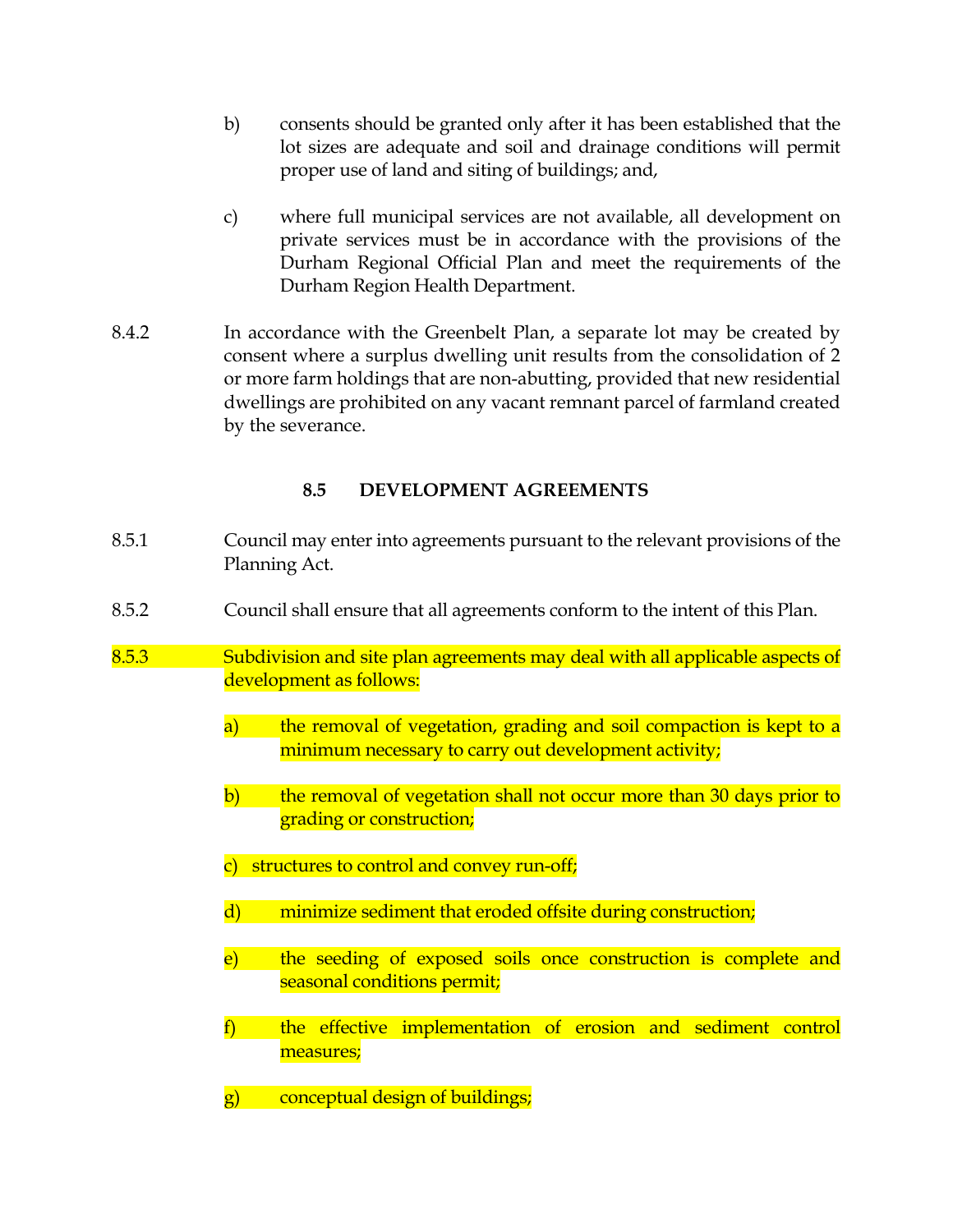b) consents should be granted only after it has been established that the lot sizes are adequate and soil and drainage conditions will permit proper use of land and siting of buildings; and,

c) where full municipal services are not available, all development on private services must be in accordance with the provisions of the Durham Regional Official Plan and meet the requirements of the Durham Region Health Department.

8.4.2 In accordance with the Greenbelt Plan, a separate lot may be created by consent where a surplus dwelling unit results from the consolidation of 2 or more farm holdings that are non-abutting, provided that new residential dwellings are prohibited on any vacant remnant parcel of farmland created by the severance.

## 8.5 DEVELOPMENT AGREEMENTS

8.5.1 Council may enter into agreements pursuant to the relevant provisions of the Planning Act.

8.5.2 Council shall ensure that all agreements conform to the intent of this Plan.

8.5.3 Subdivision and site plan agreements may deal with all applicable aspects of development as follows:

a) the removal of vegetation, grading and soil compaction is kept to a minimum necessary to carry out development activity;

b) the removal of vegetation shall not occur more than 30 days prior to grading or construction;

c) structures to control and convey run-off;

d) minimize sediment that eroded offsite during construction;

e) the seeding of exposed soils once construction is complete and seasonal conditions permit;

f) the effective implementation of erosion and sediment control measures;

g) conceptual design of buildings;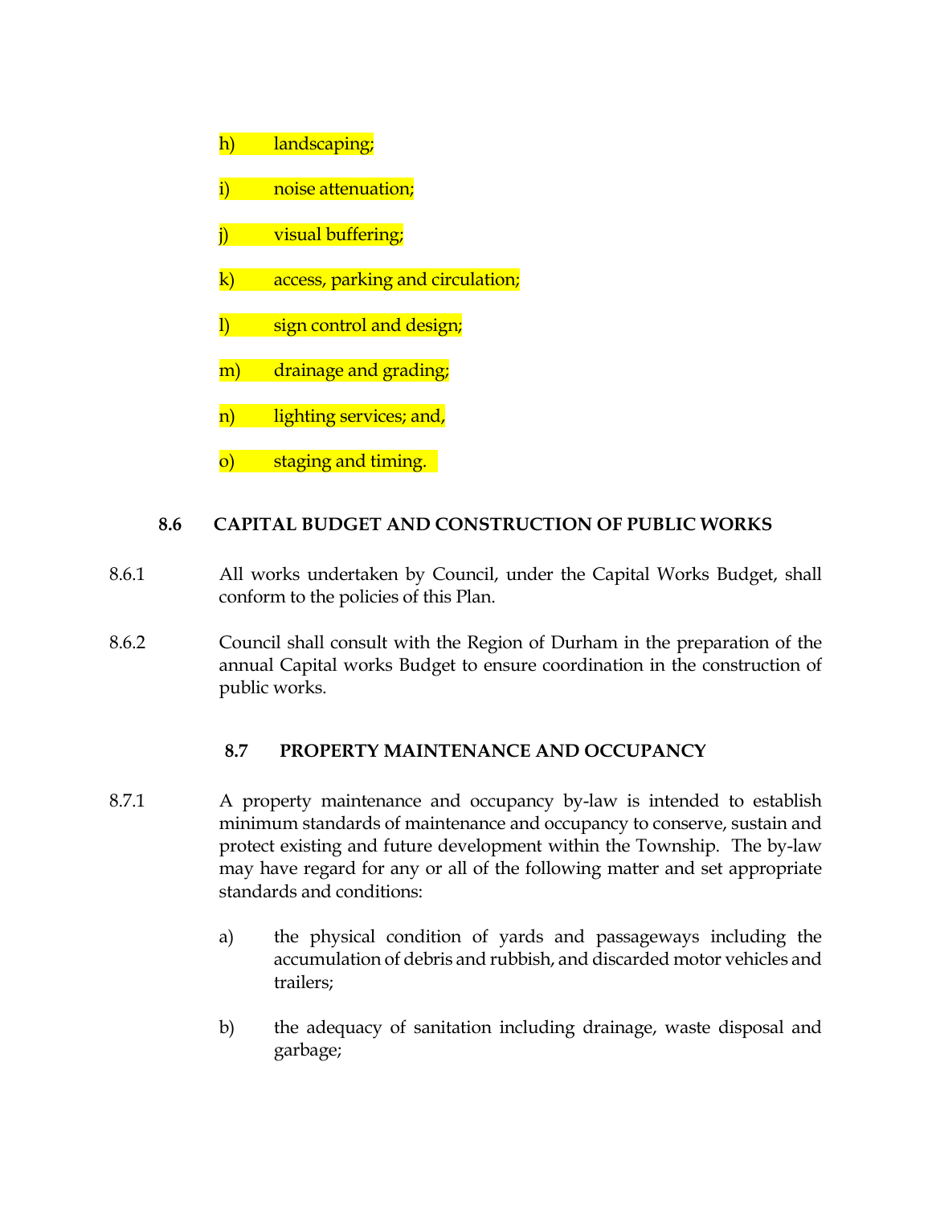h) landscaping;

i) noise attenuation;

j) visual buffering;

k) access, parking and circulation;

l) sign control and design;

m) drainage and grading;

n) lighting services; and,

o) staging and timing.

### 8.6 CAPITAL BUDGET AND CONSTRUCTION OF PUBLIC WORKS

8.6.1 All works undertaken by Council, under the Capital Works Budget, shall conform to the policies of this Plan.

8.6.2 Council shall consult with the Region of Durham in the preparation of the annual Capital works Budget to ensure coordination in the construction of public works.

### 8.7 PROPERTY MAINTENANCE AND OCCUPANCY

8.7.1 A property maintenance and occupancy by-law is intended to establish minimum standards of maintenance and occupancy to conserve, sustain and protect existing and future development within the Township. The by-law may have regard for any or all of the following matter and set appropriate standards and conditions:

a) the physical condition of yards and passageways including the accumulation of debris and rubbish, and discarded motor vehicles and trailers;

b) the adequacy of sanitation including drainage, waste disposal and garbage;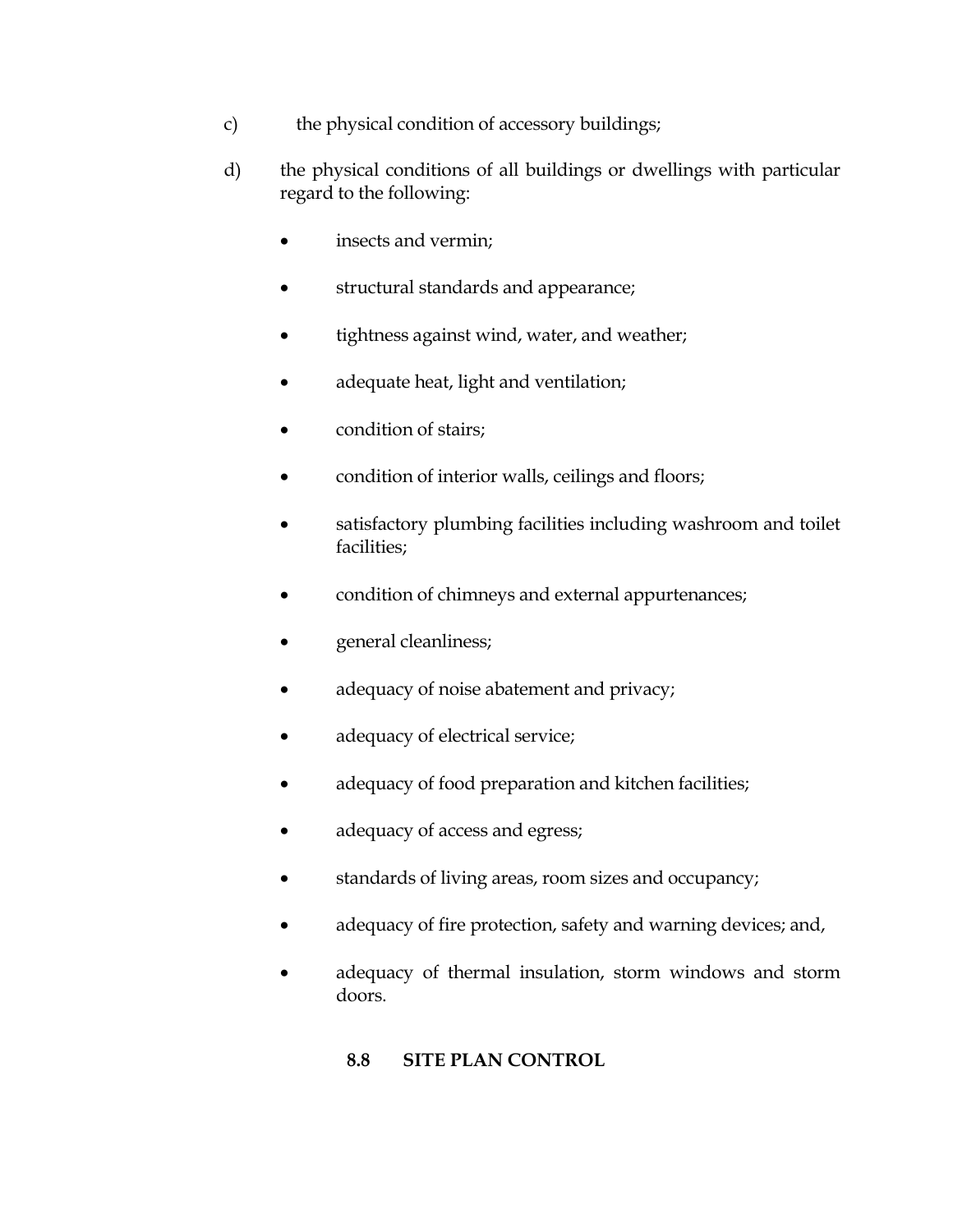c) the physical condition of accessory buildings;

d) the physical conditions of all buildings or dwellings with particular regard to the following:

- insects and vermin;
- structural standards and appearance;
- tightness against wind, water, and weather;
- adequate heat, light and ventilation;
- condition of stairs;
- condition of interior walls, ceilings and floors;
- satisfactory plumbing facilities including washroom and toilet facilities;
- condition of chimneys and external appurtenances;
- general cleanliness;
- adequacy of noise abatement and privacy;
- adequacy of electrical service;
- adequacy of food preparation and kitchen facilities;
- adequacy of access and egress;
- standards of living areas, room sizes and occupancy;
- adequacy of fire protection, safety and warning devices; and,
- adequacy of thermal insulation, storm windows and storm doors.

## 8.8 SITE PLAN CONTROL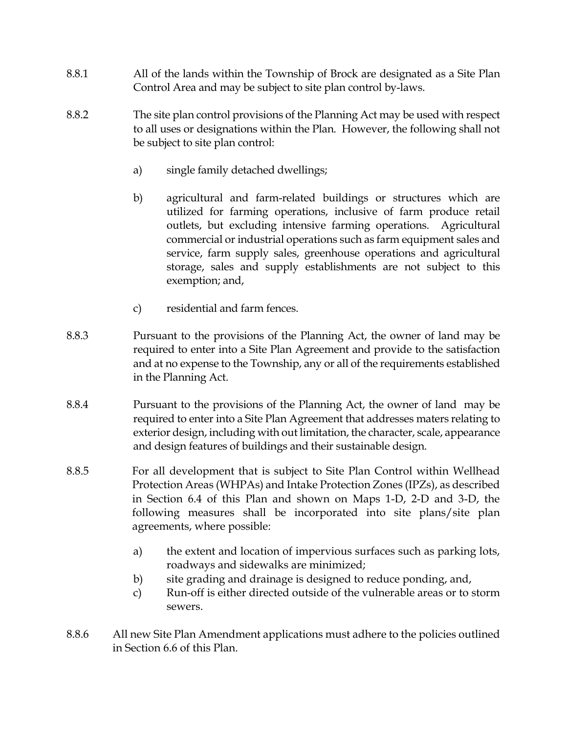8.8.1 All of the lands within the Township of Brock are designated as a Site Plan Control Area and may be subject to site plan control by-laws.

8.8.2 The site plan control provisions of the Planning Act may be used with respect to all uses or designations within the Plan. However, the following shall not be subject to site plan control:

a) single family detached dwellings;

b) agricultural and farm-related buildings or structures which are utilized for farming operations, inclusive of farm produce retail outlets, but excluding intensive farming operations. Agricultural commercial or industrial operations such as farm equipment sales and service, farm supply sales, greenhouse operations and agricultural storage, sales and supply establishments are not subject to this exemption; and,

c) residential and farm fences.

8.8.3 Pursuant to the provisions of the Planning Act, the owner of land may be required to enter into a Site Plan Agreement and provide to the satisfaction and at no expense to the Township, any or all of the requirements established in the Planning Act.

8.8.4 Pursuant to the provisions of the Planning Act, the owner of land may be required to enter into a Site Plan Agreement that addresses maters relating to exterior design, including with out limitation, the character, scale, appearance and design features of buildings and their sustainable design.

8.8.5 For all development that is subject to Site Plan Control within Wellhead Protection Areas (WHPAs) and Intake Protection Zones (IPZs), as described in Section 6.4 of this Plan and shown on Maps 1-D, 2-D and 3-D, the following measures shall be incorporated into site plans/site plan agreements, where possible:

a) the extent and location of impervious surfaces such as parking lots, roadways and sidewalks are minimized;
b) site grading and drainage is designed to reduce ponding, and,
c) Run-off is either directed outside of the vulnerable areas or to storm sewers.

8.8.6 All new Site Plan Amendment applications must adhere to the policies outlined in Section 6.6 of this Plan.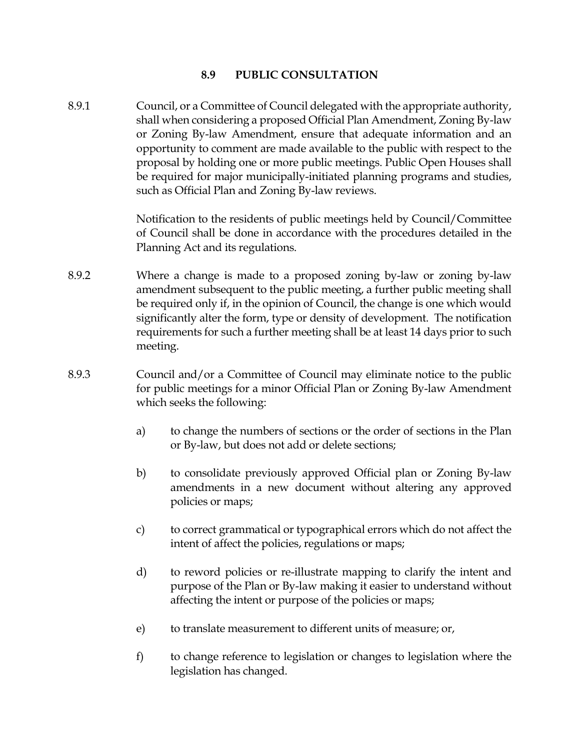## 8.9 PUBLIC CONSULTATION

8.9.1 Council, or a Committee of Council delegated with the appropriate authority, shall when considering a proposed Official Plan Amendment, Zoning By-law or Zoning By-law Amendment, ensure that adequate information and an opportunity to comment are made available to the public with respect to the proposal by holding one or more public meetings. Public Open Houses shall be required for major municipally-initiated planning programs and studies, such as Official Plan and Zoning By-law reviews.

Notification to the residents of public meetings held by Council/Committee of Council shall be done in accordance with the procedures detailed in the Planning Act and its regulations.

8.9.2 Where a change is made to a proposed zoning by-law or zoning by-law amendment subsequent to the public meeting, a further public meeting shall be required only if, in the opinion of Council, the change is one which would significantly alter the form, type or density of development. The notification requirements for such a further meeting shall be at least 14 days prior to such meeting.

8.9.3 Council and/or a Committee of Council may eliminate notice to the public for public meetings for a minor Official Plan or Zoning By-law Amendment which seeks the following:

a) to change the numbers of sections or the order of sections in the Plan or By-law, but does not add or delete sections;

b) to consolidate previously approved Official plan or Zoning By-law amendments in a new document without altering any approved policies or maps;

c) to correct grammatical or typographical errors which do not affect the intent of affect the policies, regulations or maps;

d) to reword policies or re-illustrate mapping to clarify the intent and purpose of the Plan or By-law making it easier to understand without affecting the intent or purpose of the policies or maps;

e) to translate measurement to different units of measure; or,

f) to change reference to legislation or changes to legislation where the legislation has changed.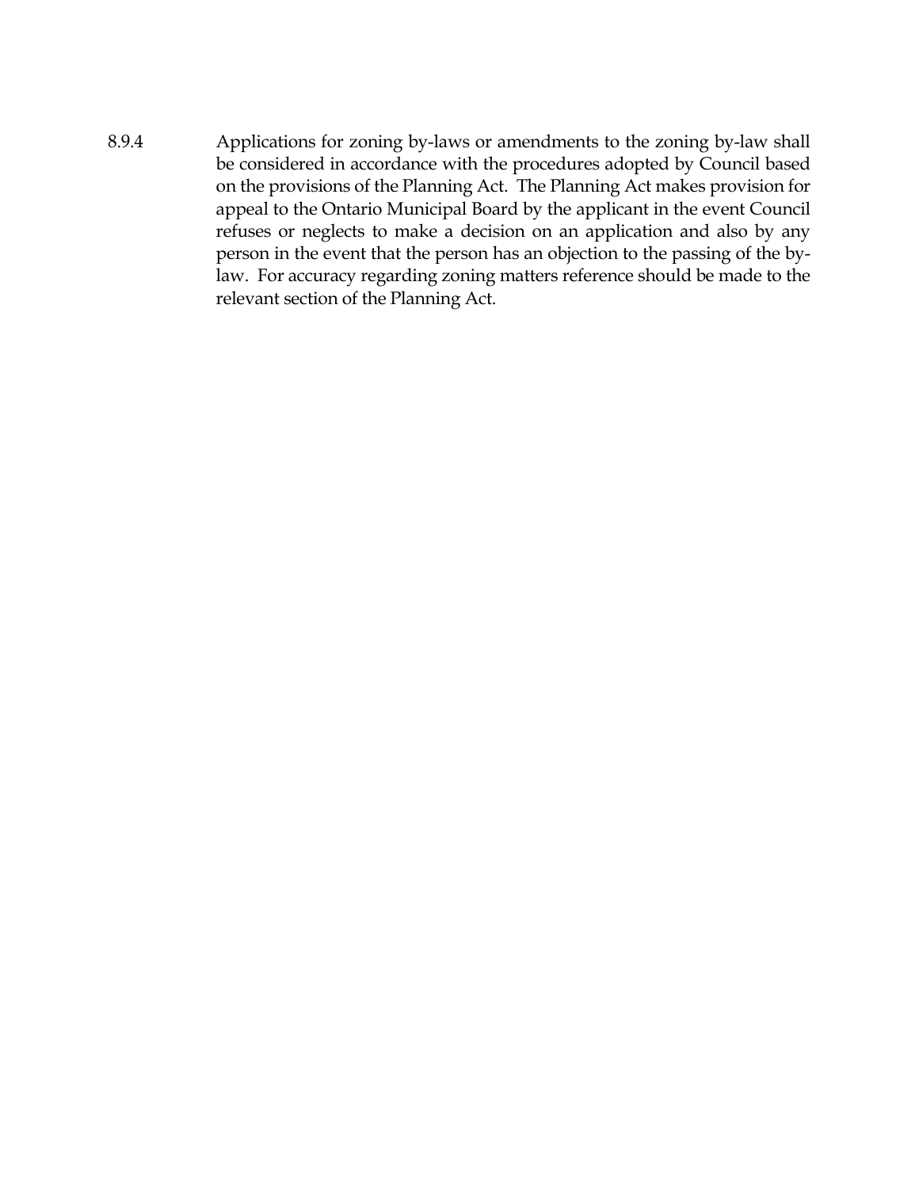8.9.4 Applications for zoning by-laws or amendments to the zoning by-law shall be considered in accordance with the procedures adopted by Council based on the provisions of the Planning Act. The Planning Act makes provision for appeal to the Ontario Municipal Board by the applicant in the event Council refuses or neglects to make a decision on an application and also by any person in the event that the person has an objection to the passing of the by-law. For accuracy regarding zoning matters reference should be made to the relevant section of the Planning Act.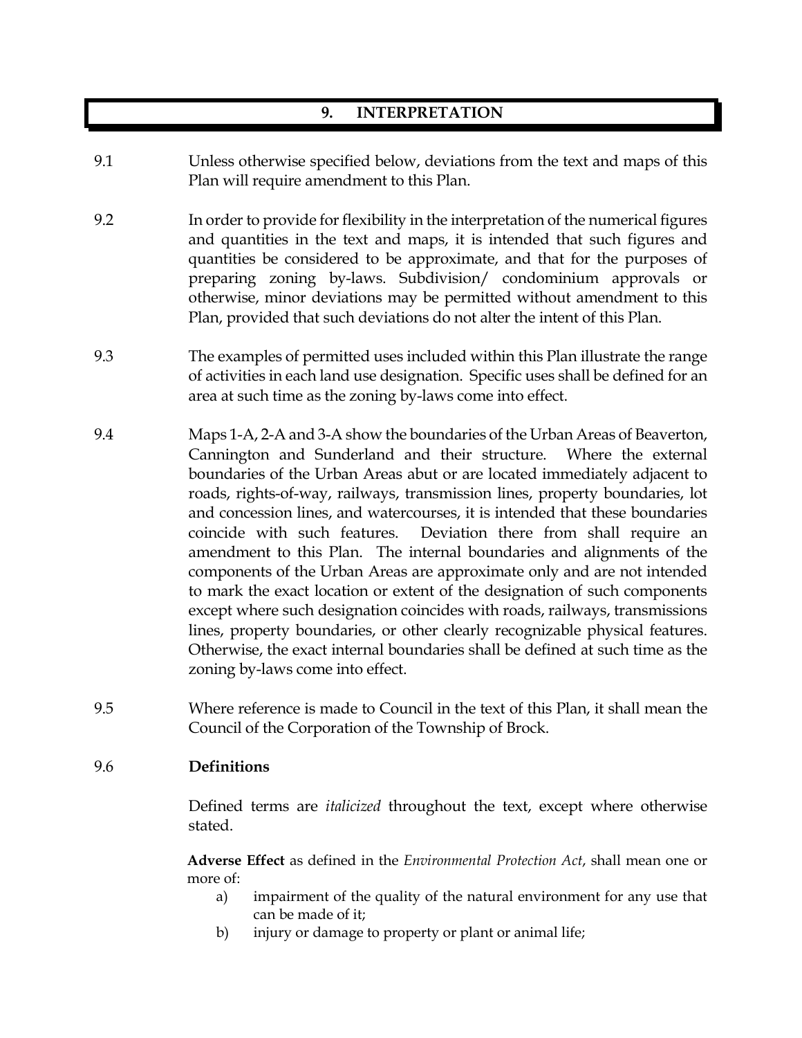# 9. INTERPRETATION

9.1 Unless otherwise specified below, deviations from the text and maps of this Plan will require amendment to this Plan.

9.2 In order to provide for flexibility in the interpretation of the numerical figures and quantities in the text and maps, it is intended that such figures and quantities be considered to be approximate, and that for the purposes of preparing zoning by-laws. Subdivision/ condominium approvals or otherwise, minor deviations may be permitted without amendment to this Plan, provided that such deviations do not alter the intent of this Plan.

9.3 The examples of permitted uses included within this Plan illustrate the range of activities in each land use designation. Specific uses shall be defined for an area at such time as the zoning by-laws come into effect.

9.4 Maps 1-A, 2-A and 3-A show the boundaries of the Urban Areas of Beaverton, Cannington and Sunderland and their structure. Where the external boundaries of the Urban Areas abut or are located immediately adjacent to roads, rights-of-way, railways, transmission lines, property boundaries, lot and concession lines, and watercourses, it is intended that these boundaries coincide with such features. Deviation there from shall require an amendment to this Plan. The internal boundaries and alignments of the components of the Urban Areas are approximate only and are not intended to mark the exact location or extent of the designation of such components except where such designation coincides with roads, railways, transmissions lines, property boundaries, or other clearly recognizable physical features. Otherwise, the exact internal boundaries shall be defined at such time as the zoning by-laws come into effect.

9.5 Where reference is made to Council in the text of this Plan, it shall mean the Council of the Corporation of the Township of Brock.

## 9.6 Definitions

Defined terms are *italicized* throughout the text, except where otherwise stated.

**Adverse Effect** as defined in the *Environmental Protection Act*, shall mean one or more of:

a) impairment of the quality of the natural environment for any use that can be made of it;

b) injury or damage to property or plant or animal life;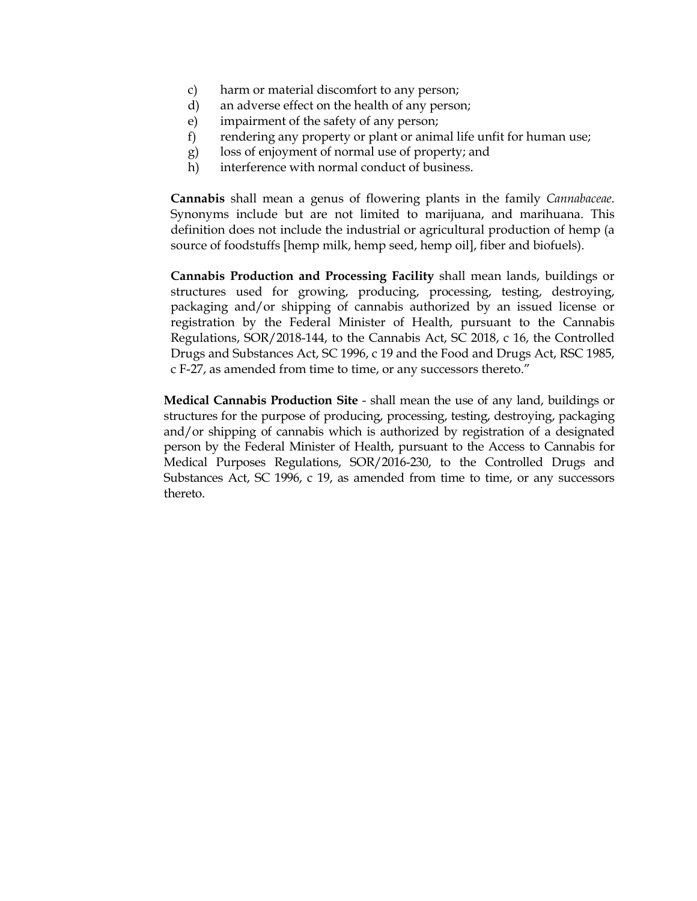c) harm or material discomfort to any person;
d) an adverse effect on the health of any person;
e) impairment of the safety of any person;
f) rendering any property or plant or animal life unfit for human use;
g) loss of enjoyment of normal use of property; and
h) interference with normal conduct of business.

**Cannabis** shall mean a genus of flowering plants in the family *Cannabaceae*. Synonyms include but are not limited to marijuana, and marihuana. This definition does not include the industrial or agricultural production of hemp (a source of foodstuffs [hemp milk, hemp seed, hemp oil], fiber and biofuels).

**Cannabis Production and Processing Facility** shall mean lands, buildings or structures used for growing, producing, processing, testing, destroying, packaging and/or shipping of cannabis authorized by an issued license or registration by the Federal Minister of Health, pursuant to the Cannabis Regulations, SOR/2018-144, to the Cannabis Act, SC 2018, c 16, the Controlled Drugs and Substances Act, SC 1996, c 19 and the Food and Drugs Act, RSC 1985, c F-27, as amended from time to time, or any successors thereto."

**Medical Cannabis Production Site** - shall mean the use of any land, buildings or structures for the purpose of producing, processing, testing, destroying, packaging and/or shipping of cannabis which is authorized by registration of a designated person by the Federal Minister of Health, pursuant to the Access to Cannabis for Medical Purposes Regulations, SOR/2016-230, to the Controlled Drugs and Substances Act, SC 1996, c 19, as amended from time to time, or any successors thereto.